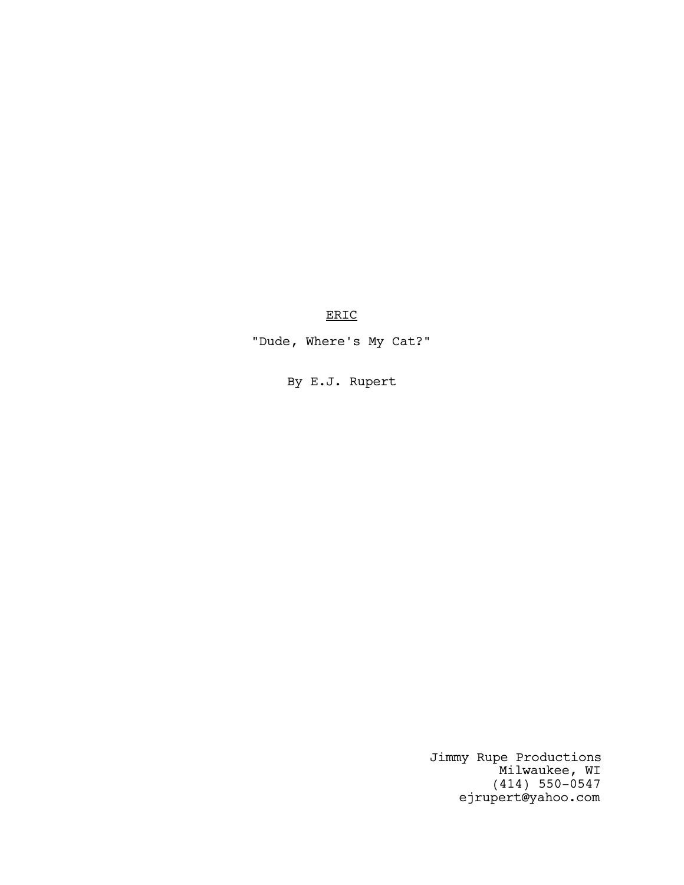<u>ERIC</u>

"Dude, Where's My Cat?"

By E.J. Rupert

Jimmy Rupe Productions
Milwaukee, WI
(414) 550-0547
ejrupert@yahoo.com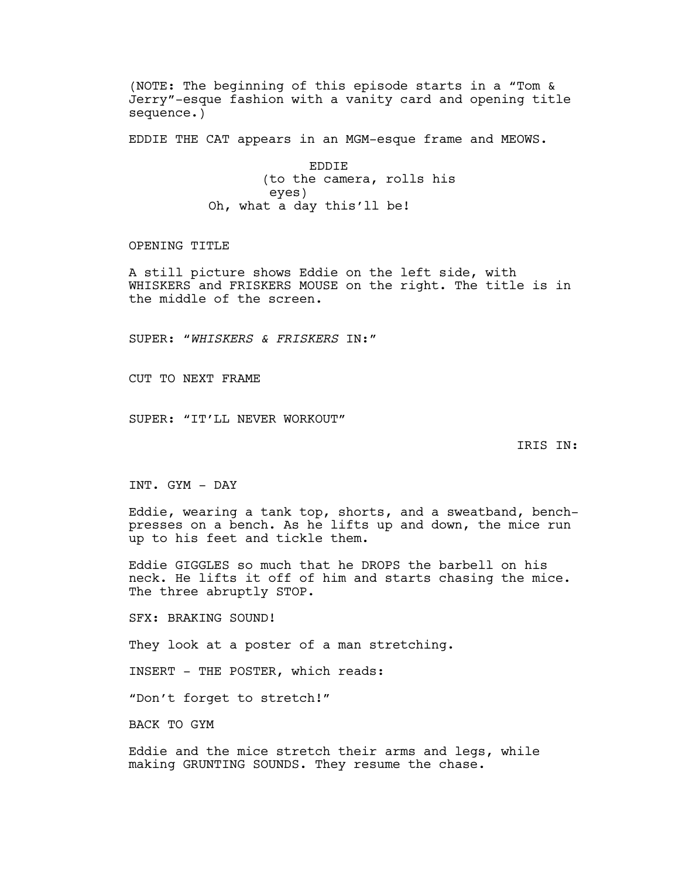(NOTE: The beginning of this episode starts in a "Tom & Jerry"-esque fashion with a vanity card and opening title sequence.)

EDDIE THE CAT appears in an MGM-esque frame and MEOWS.

EDDIE
(to the camera, rolls his eyes)
Oh, what a day this'll be!

OPENING TITLE

A still picture shows Eddie on the left side, with WHISKERS and FRISKERS MOUSE on the right. The title is in the middle of the screen.

SUPER: "*WHISKERS & FRISKERS* IN:"

CUT TO NEXT FRAME

SUPER: "IT'LL NEVER WORKOUT"

IRIS IN:

INT. GYM - DAY

Eddie, wearing a tank top, shorts, and a sweatband, bench-presses on a bench. As he lifts up and down, the mice run up to his feet and tickle them.

Eddie GIGGLES so much that he DROPS the barbell on his neck. He lifts it off of him and starts chasing the mice. The three abruptly STOP.

SFX: BRAKING SOUND!

They look at a poster of a man stretching.

INSERT - THE POSTER, which reads:

"Don't forget to stretch!"

BACK TO GYM

Eddie and the mice stretch their arms and legs, while making GRUNTING SOUNDS. They resume the chase.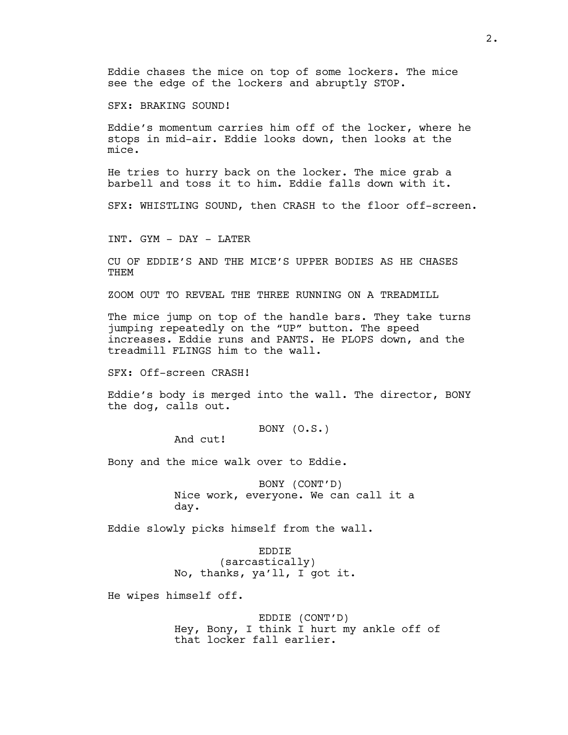Eddie chases the mice on top of some lockers. The mice see the edge of the lockers and abruptly STOP.

SFX: BRAKING SOUND!

Eddie's momentum carries him off of the locker, where he stops in mid-air. Eddie looks down, then looks at the mice.

He tries to hurry back on the locker. The mice grab a barbell and toss it to him. Eddie falls down with it.

SFX: WHISTLING SOUND, then CRASH to the floor off-screen.

INT. GYM - DAY - LATER

CU OF EDDIE'S AND THE MICE'S UPPER BODIES AS HE CHASES THEM

ZOOM OUT TO REVEAL THE THREE RUNNING ON A TREADMILL

The mice jump on top of the handle bars. They take turns jumping repeatedly on the "UP" button. The speed increases. Eddie runs and PANTS. He PLOPS down, and the treadmill FLINGS him to the wall.

SFX: Off-screen CRASH!

Eddie's body is merged into the wall. The director, BONY the dog, calls out.

BONY (O.S.)
And cut!

Bony and the mice walk over to Eddie.

BONY (CONT'D)
Nice work, everyone. We can call it a day.

Eddie slowly picks himself from the wall.

EDDIE
(sarcastically)
No, thanks, ya'll, I got it.

He wipes himself off.

EDDIE (CONT'D)
Hey, Bony, I think I hurt my ankle off of that locker fall earlier.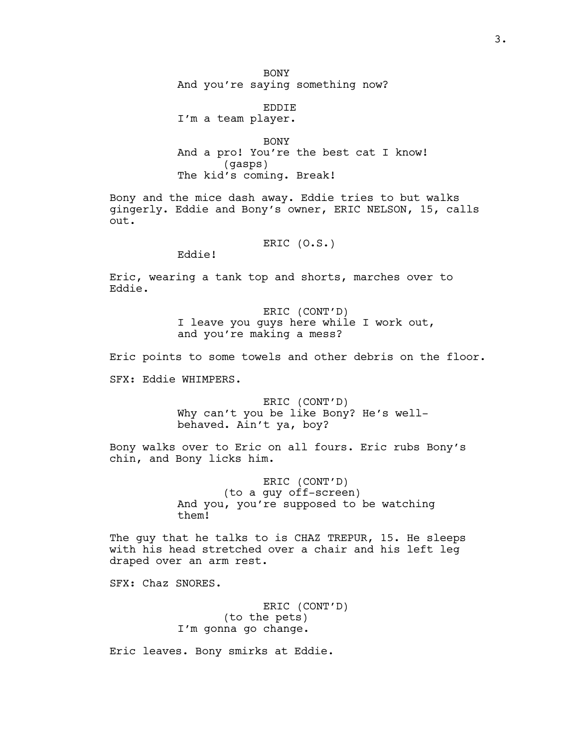BONY
And you're saying something now?

EDDIE
I'm a team player.

BONY
And a pro! You're the best cat I know!
(gasps)
The kid's coming. Break!

Bony and the mice dash away. Eddie tries to but walks gingerly. Eddie and Bony's owner, ERIC NELSON, 15, calls out.

ERIC (O.S.)
Eddie!

Eric, wearing a tank top and shorts, marches over to Eddie.

ERIC (CONT'D)
I leave you guys here while I work out, and you're making a mess?

Eric points to some towels and other debris on the floor.

SFX: Eddie WHIMPERS.

ERIC (CONT'D)
Why can't you be like Bony? He's well-behaved. Ain't ya, boy?

Bony walks over to Eric on all fours. Eric rubs Bony's chin, and Bony licks him.

ERIC (CONT'D)
(to a guy off-screen)
And you, you're supposed to be watching them!

The guy that he talks to is CHAZ TREPUR, 15. He sleeps with his head stretched over a chair and his left leg draped over an arm rest.

SFX: Chaz SNORES.

ERIC (CONT'D)
(to the pets)
I'm gonna go change.

Eric leaves. Bony smirks at Eddie.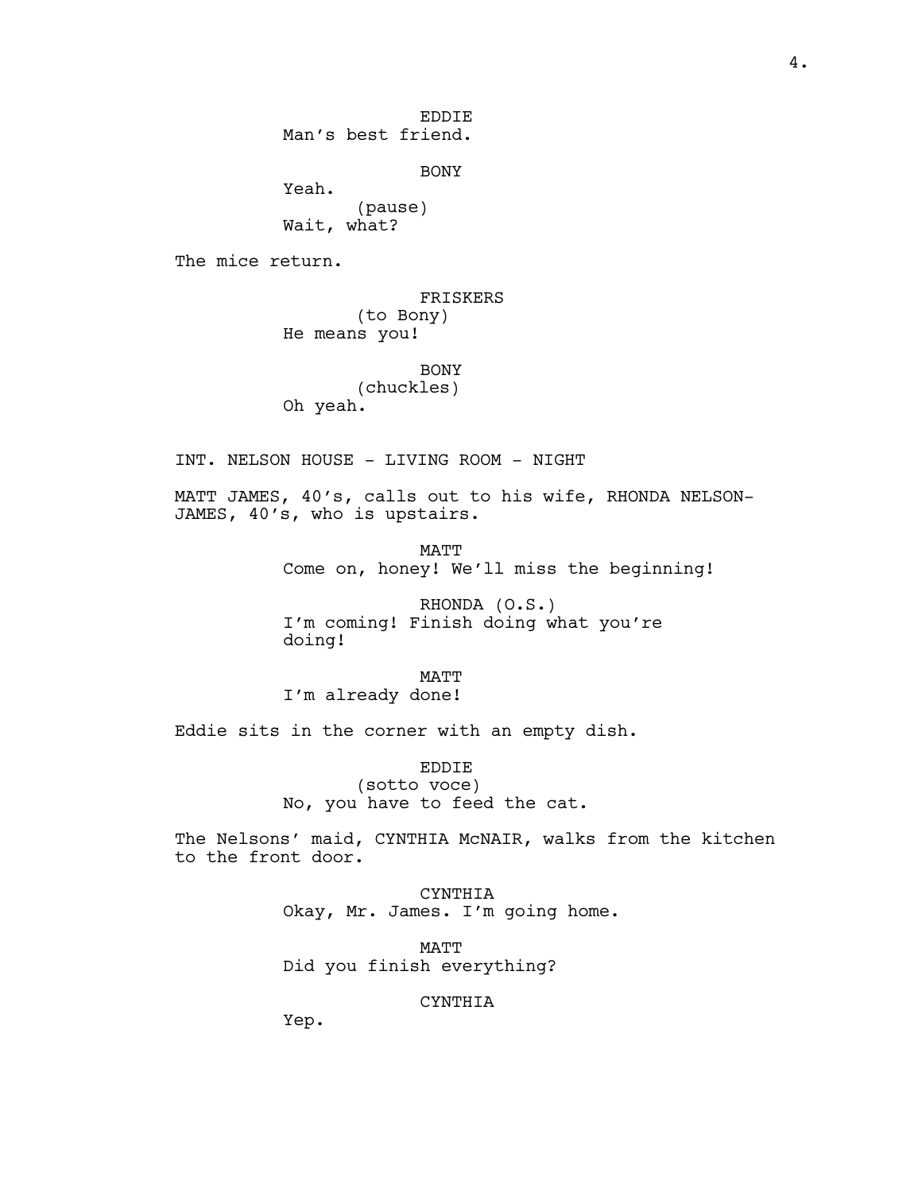EDDIE
Man's best friend.

BONY
Yeah.
(pause)
Wait, what?

The mice return.

FRISKERS
(to Bony)
He means you!

BONY
(chuckles)
Oh yeah.

INT. NELSON HOUSE - LIVING ROOM - NIGHT

MATT JAMES, 40's, calls out to his wife, RHONDA NELSON-JAMES, 40's, who is upstairs.

MATT
Come on, honey! We'll miss the beginning!

RHONDA (O.S.)
I'm coming! Finish doing what you're doing!

MATT
I'm already done!

Eddie sits in the corner with an empty dish.

EDDIE
(sotto voce)
No, you have to feed the cat.

The Nelsons' maid, CYNTHIA McNAIR, walks from the kitchen to the front door.

CYNTHIA
Okay, Mr. James. I'm going home.

MATT
Did you finish everything?

CYNTHIA
Yep.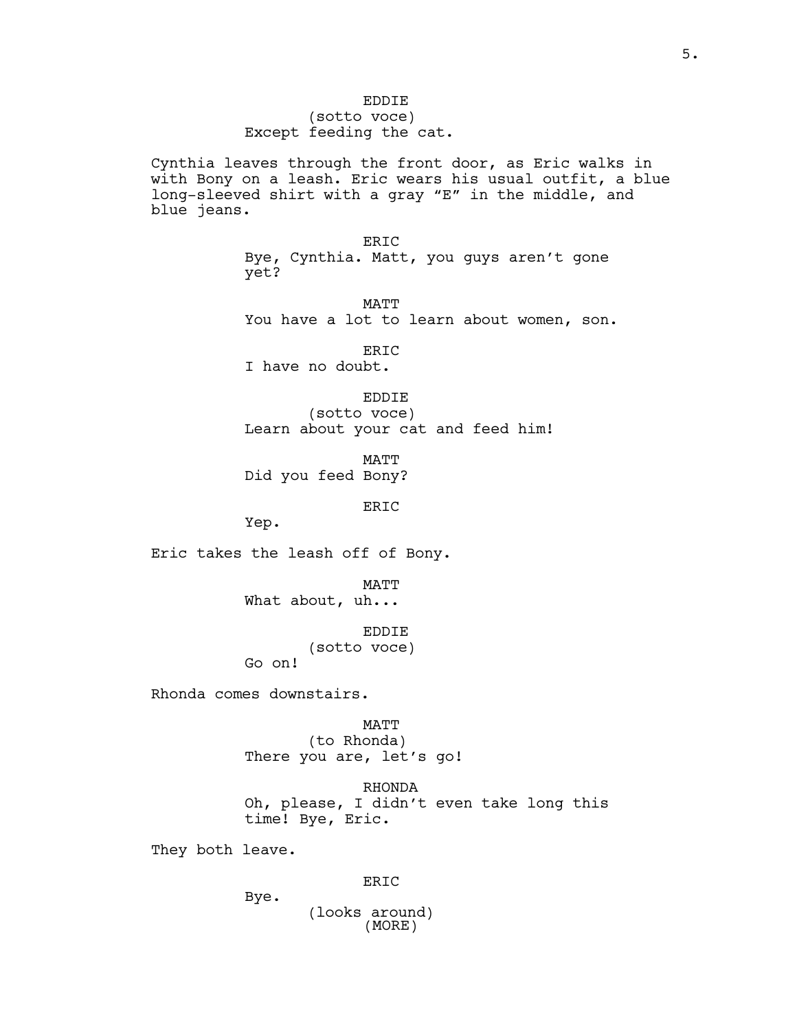EDDIE
(sotto voce)
Except feeding the cat.

Cynthia leaves through the front door, as Eric walks in with Bony on a leash. Eric wears his usual outfit, a blue long-sleeved shirt with a gray "E" in the middle, and blue jeans.

ERIC
Bye, Cynthia. Matt, you guys aren't gone yet?

MATT
You have a lot to learn about women, son.

ERIC
I have no doubt.

EDDIE
(sotto voce)
Learn about your cat and feed him!

MATT
Did you feed Bony?

ERIC
Yep.

Eric takes the leash off of Bony.

MATT
What about, uh...

EDDIE
(sotto voce)
Go on!

Rhonda comes downstairs.

MATT
(to Rhonda)
There you are, let's go!

RHONDA
Oh, please, I didn't even take long this time! Bye, Eric.

They both leave.

ERIC
Bye.
(looks around)
(MORE)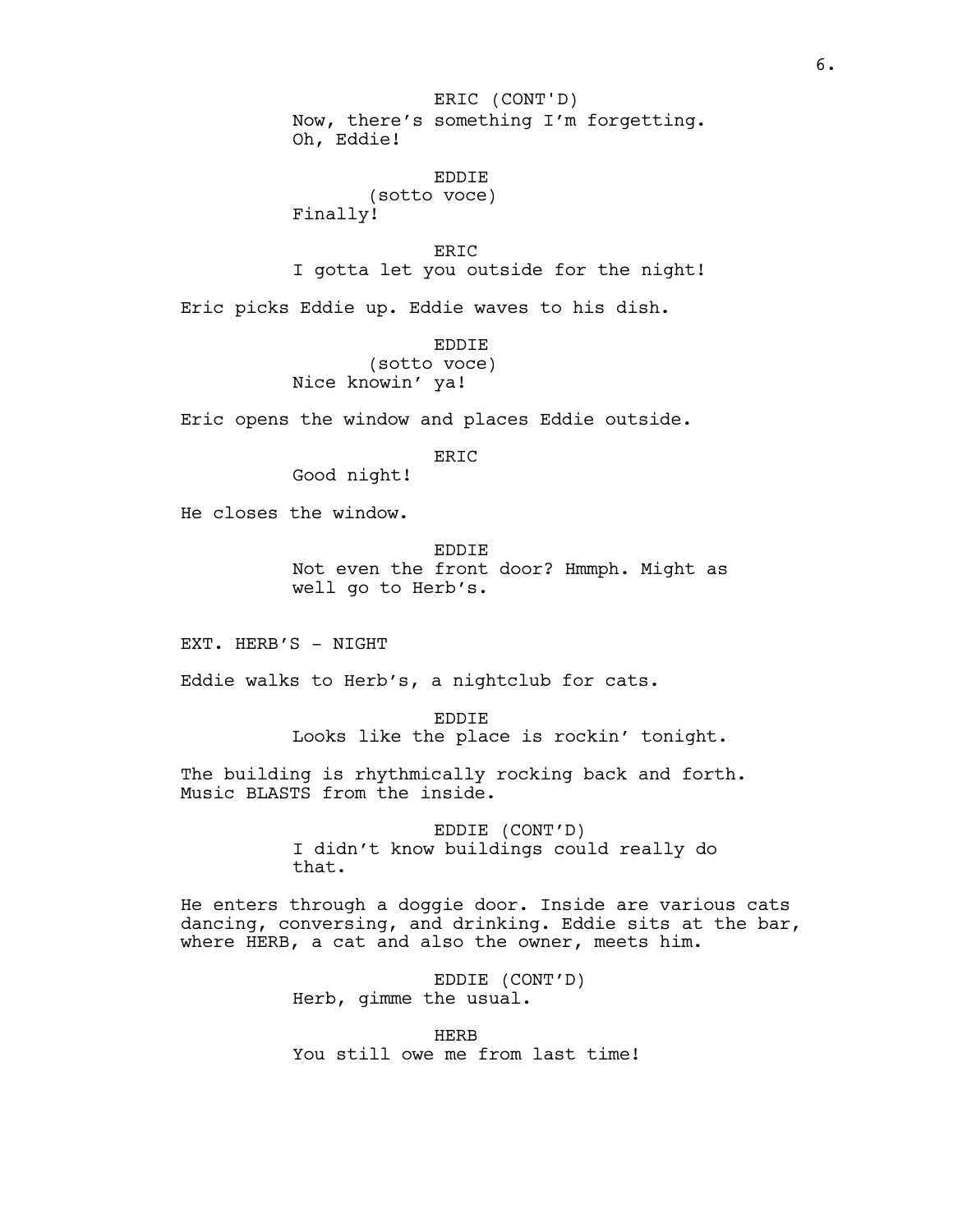ERIC (CONT'D)
Now, there's something I'm forgetting.
Oh, Eddie!

EDDIE
(sotto voce)
Finally!

ERIC
I gotta let you outside for the night!

Eric picks Eddie up. Eddie waves to his dish.

EDDIE
(sotto voce)
Nice knowin' ya!

Eric opens the window and places Eddie outside.

ERIC
Good night!

He closes the window.

EDDIE
Not even the front door? Hmmph. Might as well go to Herb's.

EXT. HERB'S - NIGHT

Eddie walks to Herb's, a nightclub for cats.

EDDIE
Looks like the place is rockin' tonight.

The building is rhythmically rocking back and forth. Music BLASTS from the inside.

EDDIE (CONT'D)
I didn't know buildings could really do that.

He enters through a doggie door. Inside are various cats dancing, conversing, and drinking. Eddie sits at the bar, where HERB, a cat and also the owner, meets him.

EDDIE (CONT'D)
Herb, gimme the usual.

HERB
You still owe me from last time!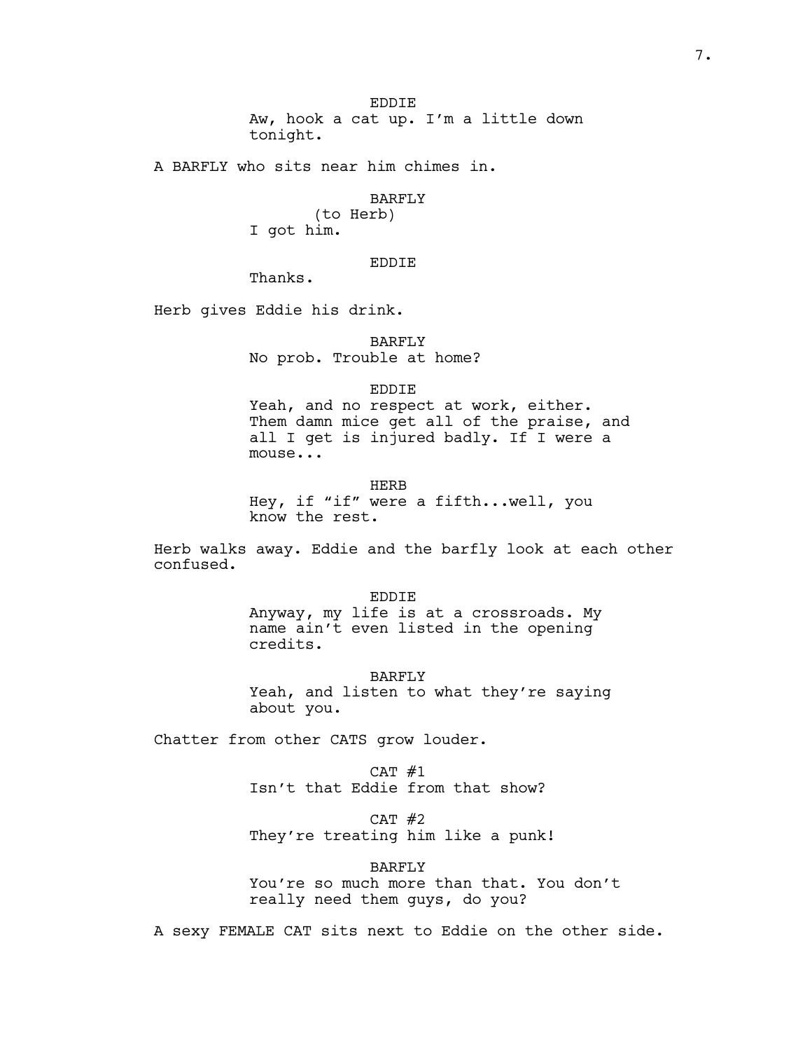EDDIE

Aw, hook a cat up. I'm a little down tonight.

A BARFLY who sits near him chimes in.

BARFLY

(to Herb)

I got him.

EDDIE

Thanks.

Herb gives Eddie his drink.

BARFLY

No prob. Trouble at home?

EDDIE

Yeah, and no respect at work, either. Them damn mice get all of the praise, and all I get is injured badly. If I were a mouse...

HERB

Hey, if "if" were a fifth...well, you know the rest.

Herb walks away. Eddie and the barfly look at each other confused.

EDDIE

Anyway, my life is at a crossroads. My name ain't even listed in the opening credits.

BARFLY

Yeah, and listen to what they're saying about you.

Chatter from other CATS grow louder.

CAT #1

Isn't that Eddie from that show?

CAT #2

They're treating him like a punk!

BARFLY

You're so much more than that. You don't really need them guys, do you?

A sexy FEMALE CAT sits next to Eddie on the other side.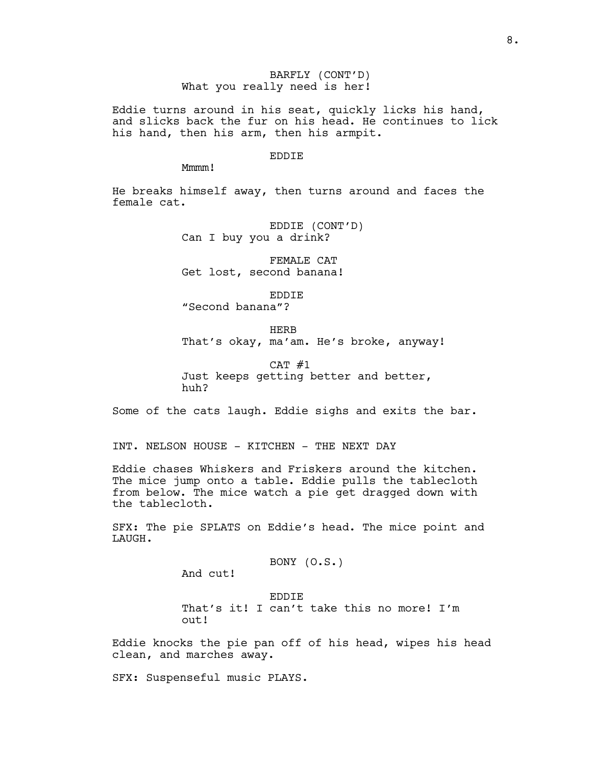BARFLY (CONT'D)
What you really need is her!

Eddie turns around in his seat, quickly licks his hand, and slicks back the fur on his head. He continues to lick his hand, then his arm, then his armpit.

EDDIE
Mmmm!

He breaks himself away, then turns around and faces the female cat.

EDDIE (CONT'D)
Can I buy you a drink?

FEMALE CAT
Get lost, second banana!

EDDIE
"Second banana"?

HERB
That's okay, ma'am. He's broke, anyway!

CAT #1
Just keeps getting better and better, huh?

Some of the cats laugh. Eddie sighs and exits the bar.

INT. NELSON HOUSE - KITCHEN - THE NEXT DAY

Eddie chases Whiskers and Friskers around the kitchen. The mice jump onto a table. Eddie pulls the tablecloth from below. The mice watch a pie get dragged down with the tablecloth.

SFX: The pie SPLATS on Eddie's head. The mice point and LAUGH.

BONY (O.S.)
And cut!

EDDIE
That's it! I can't take this no more! I'm out!

Eddie knocks the pie pan off of his head, wipes his head clean, and marches away.

SFX: Suspenseful music PLAYS.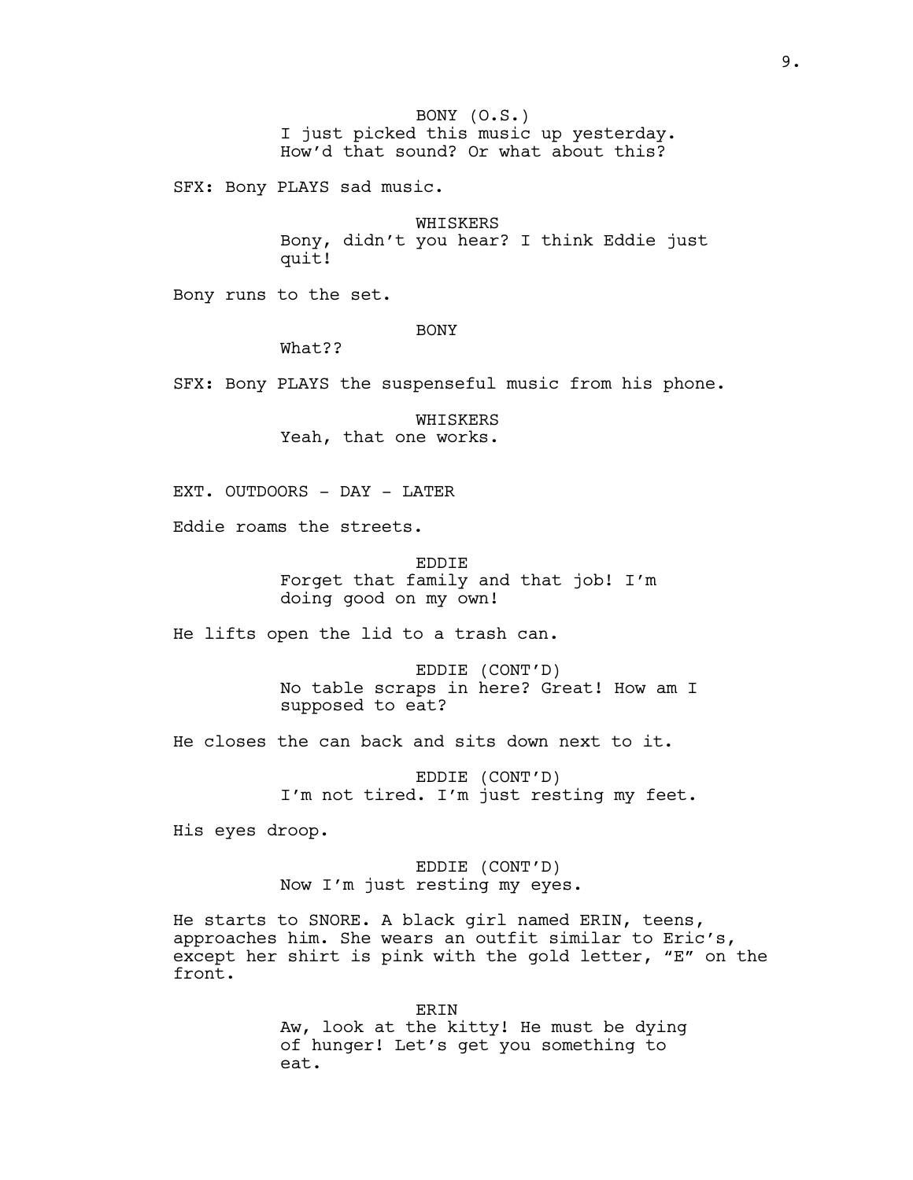BONY (O.S.)
I just picked this music up yesterday. How'd that sound? Or what about this?

SFX: Bony PLAYS sad music.

WHISKERS
Bony, didn't you hear? I think Eddie just quit!

Bony runs to the set.

BONY
What??

SFX: Bony PLAYS the suspenseful music from his phone.

WHISKERS
Yeah, that one works.

EXT. OUTDOORS - DAY - LATER

Eddie roams the streets.

EDDIE
Forget that family and that job! I'm doing good on my own!

He lifts open the lid to a trash can.

EDDIE (CONT'D)
No table scraps in here? Great! How am I supposed to eat?

He closes the can back and sits down next to it.

EDDIE (CONT'D)
I'm not tired. I'm just resting my feet.

His eyes droop.

EDDIE (CONT'D)
Now I'm just resting my eyes.

He starts to SNORE. A black girl named ERIN, teens, approaches him. She wears an outfit similar to Eric's, except her shirt is pink with the gold letter, "E" on the front.

ERIN
Aw, look at the kitty! He must be dying of hunger! Let's get you something to eat.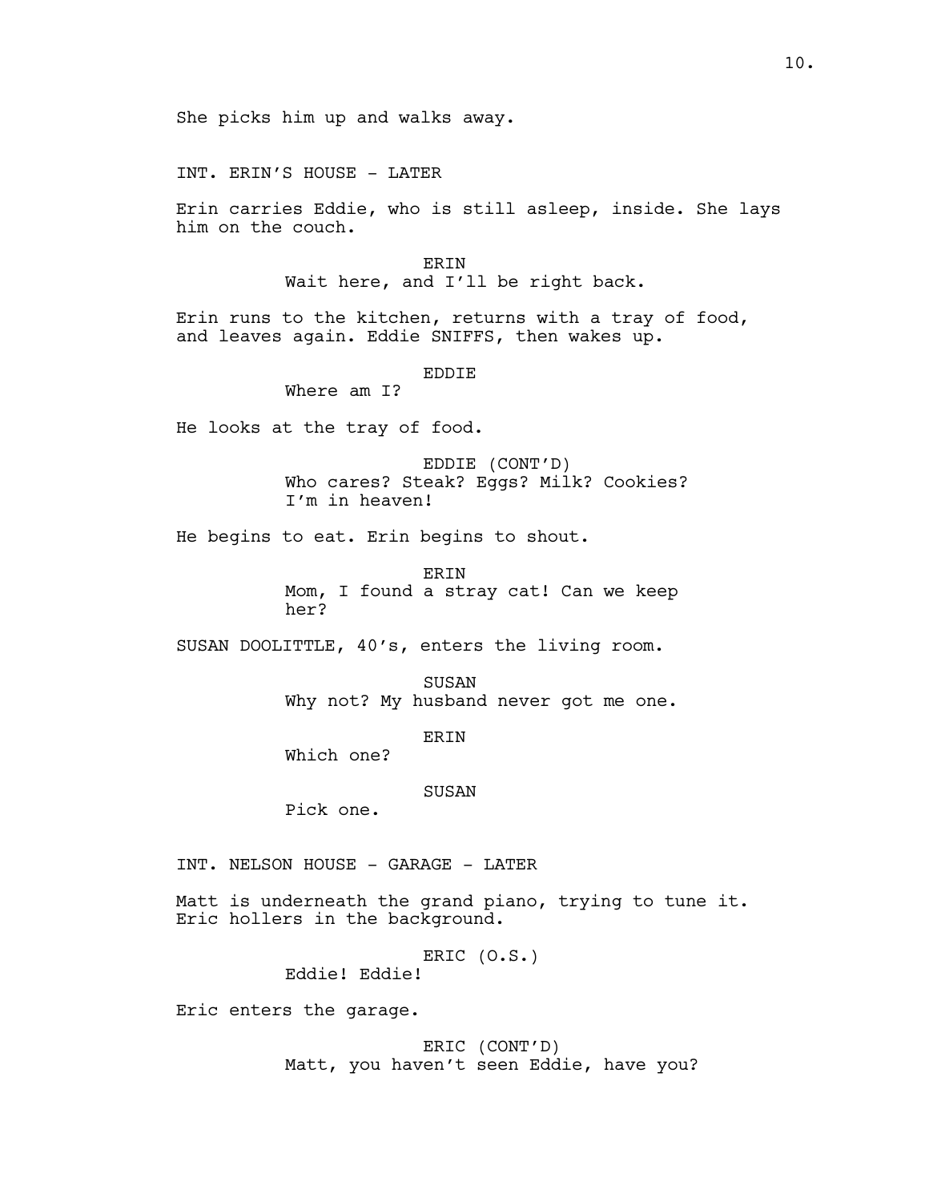She picks him up and walks away.

INT. ERIN'S HOUSE - LATER

Erin carries Eddie, who is still asleep, inside. She lays him on the couch.

ERIN
Wait here, and I'll be right back.

Erin runs to the kitchen, returns with a tray of food, and leaves again. Eddie SNIFFS, then wakes up.

EDDIE
Where am I?

He looks at the tray of food.

EDDIE (CONT'D)
Who cares? Steak? Eggs? Milk? Cookies? I'm in heaven!

He begins to eat. Erin begins to shout.

ERIN
Mom, I found a stray cat! Can we keep her?

SUSAN DOOLITTLE, 40's, enters the living room.

SUSAN
Why not? My husband never got me one.

ERIN
Which one?

SUSAN
Pick one.

INT. NELSON HOUSE - GARAGE - LATER

Matt is underneath the grand piano, trying to tune it. Eric hollers in the background.

ERIC (O.S.)
Eddie! Eddie!

Eric enters the garage.

ERIC (CONT'D)
Matt, you haven't seen Eddie, have you?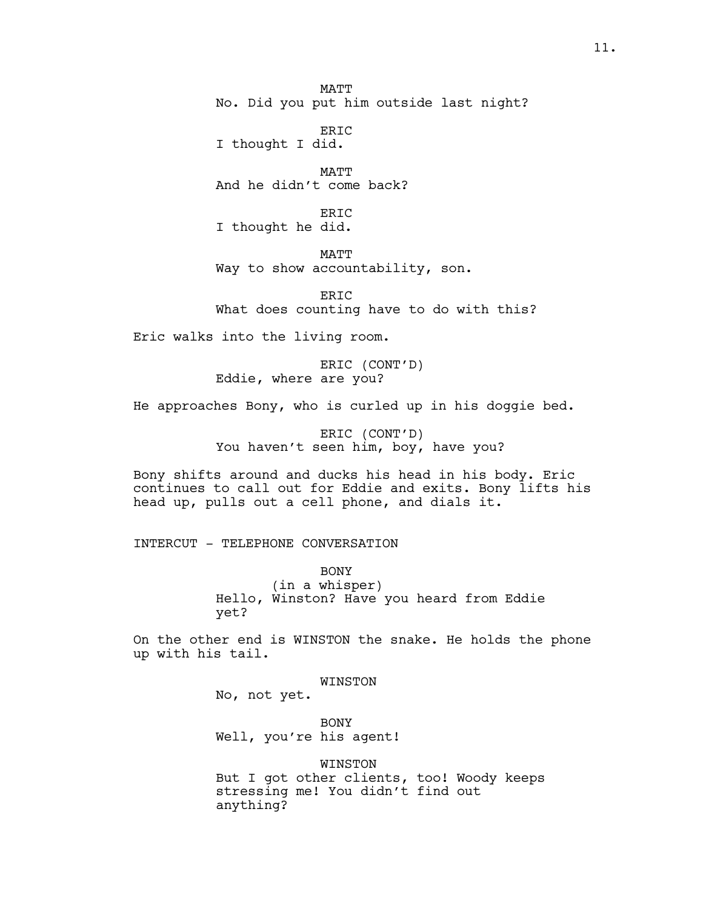MATT
No. Did you put him outside last night?

ERIC
I thought I did.

MATT
And he didn't come back?

ERIC
I thought he did.

MATT
Way to show accountability, son.

ERIC
What does counting have to do with this?

Eric walks into the living room.

ERIC (CONT'D)
Eddie, where are you?

He approaches Bony, who is curled up in his doggie bed.

ERIC (CONT'D)
You haven't seen him, boy, have you?

Bony shifts around and ducks his head in his body. Eric continues to call out for Eddie and exits. Bony lifts his head up, pulls out a cell phone, and dials it.

INTERCUT - TELEPHONE CONVERSATION

BONY
(in a whisper)
Hello, Winston? Have you heard from Eddie yet?

On the other end is WINSTON the snake. He holds the phone up with his tail.

WINSTON
No, not yet.

BONY
Well, you're his agent!

WINSTON
But I got other clients, too! Woody keeps stressing me! You didn't find out anything?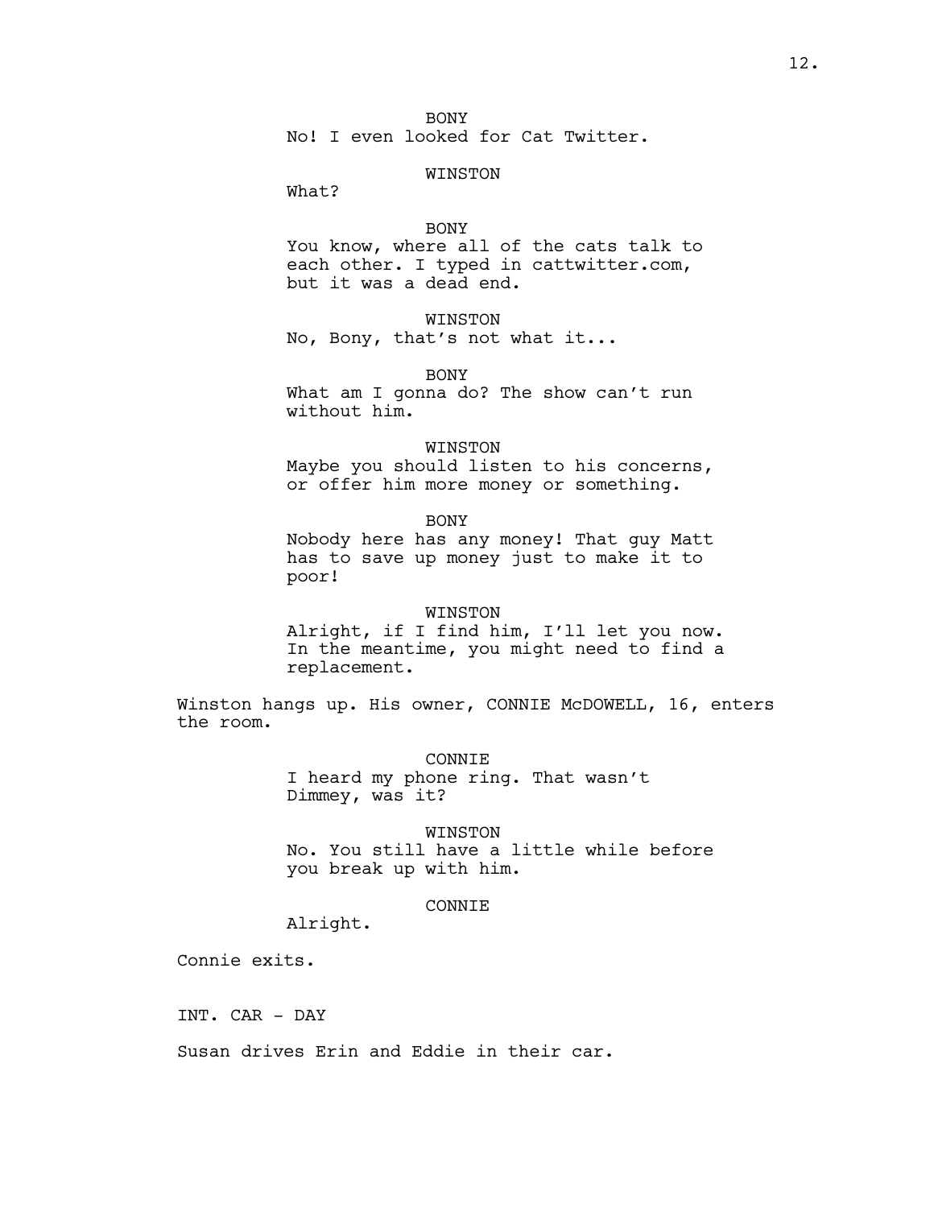BONY
No! I even looked for Cat Twitter.

WINSTON
What?

BONY
You know, where all of the cats talk to each other. I typed in cattwitter.com, but it was a dead end.

WINSTON
No, Bony, that's not what it...

BONY
What am I gonna do? The show can't run without him.

WINSTON
Maybe you should listen to his concerns, or offer him more money or something.

BONY
Nobody here has any money! That guy Matt has to save up money just to make it to poor!

WINSTON
Alright, if I find him, I'll let you now. In the meantime, you might need to find a replacement.

Winston hangs up. His owner, CONNIE McDOWELL, 16, enters the room.

CONNIE
I heard my phone ring. That wasn't Dimmey, was it?

WINSTON
No. You still have a little while before you break up with him.

CONNIE
Alright.

Connie exits.

INT. CAR - DAY

Susan drives Erin and Eddie in their car.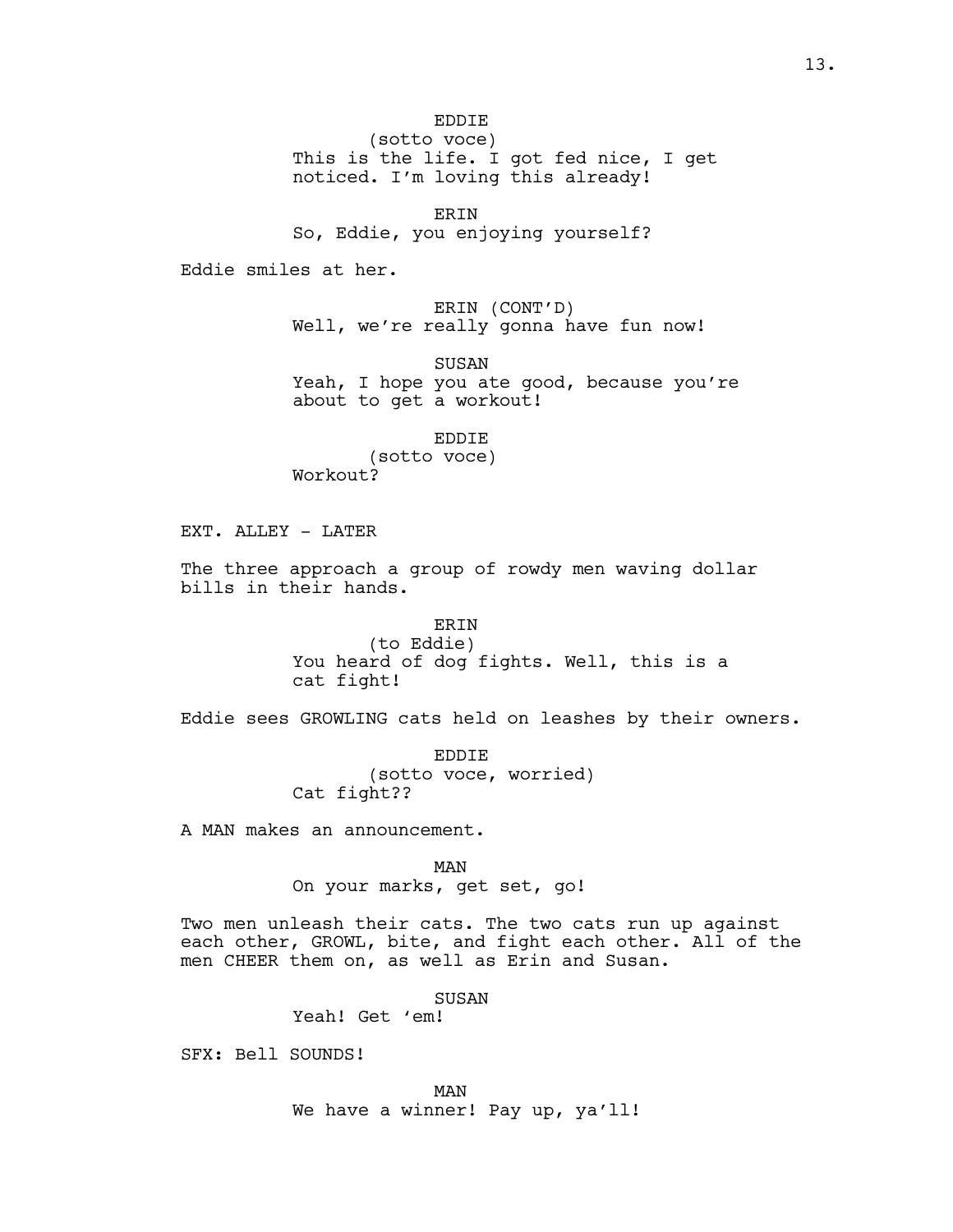EDDIE
(sotto voce)
This is the life. I got fed nice, I get noticed. I'm loving this already!

ERIN
So, Eddie, you enjoying yourself?

Eddie smiles at her.

ERIN (CONT'D)
Well, we're really gonna have fun now!

SUSAN
Yeah, I hope you ate good, because you're about to get a workout!

EDDIE
(sotto voce)
Workout?

EXT. ALLEY - LATER

The three approach a group of rowdy men waving dollar bills in their hands.

ERIN
(to Eddie)
You heard of dog fights. Well, this is a cat fight!

Eddie sees GROWLING cats held on leashes by their owners.

EDDIE
(sotto voce, worried)
Cat fight??

A MAN makes an announcement.

MAN
On your marks, get set, go!

Two men unleash their cats. The two cats run up against each other, GROWL, bite, and fight each other. All of the men CHEER them on, as well as Erin and Susan.

SUSAN
Yeah! Get 'em!

SFX: Bell SOUNDS!

MAN
We have a winner! Pay up, ya'll!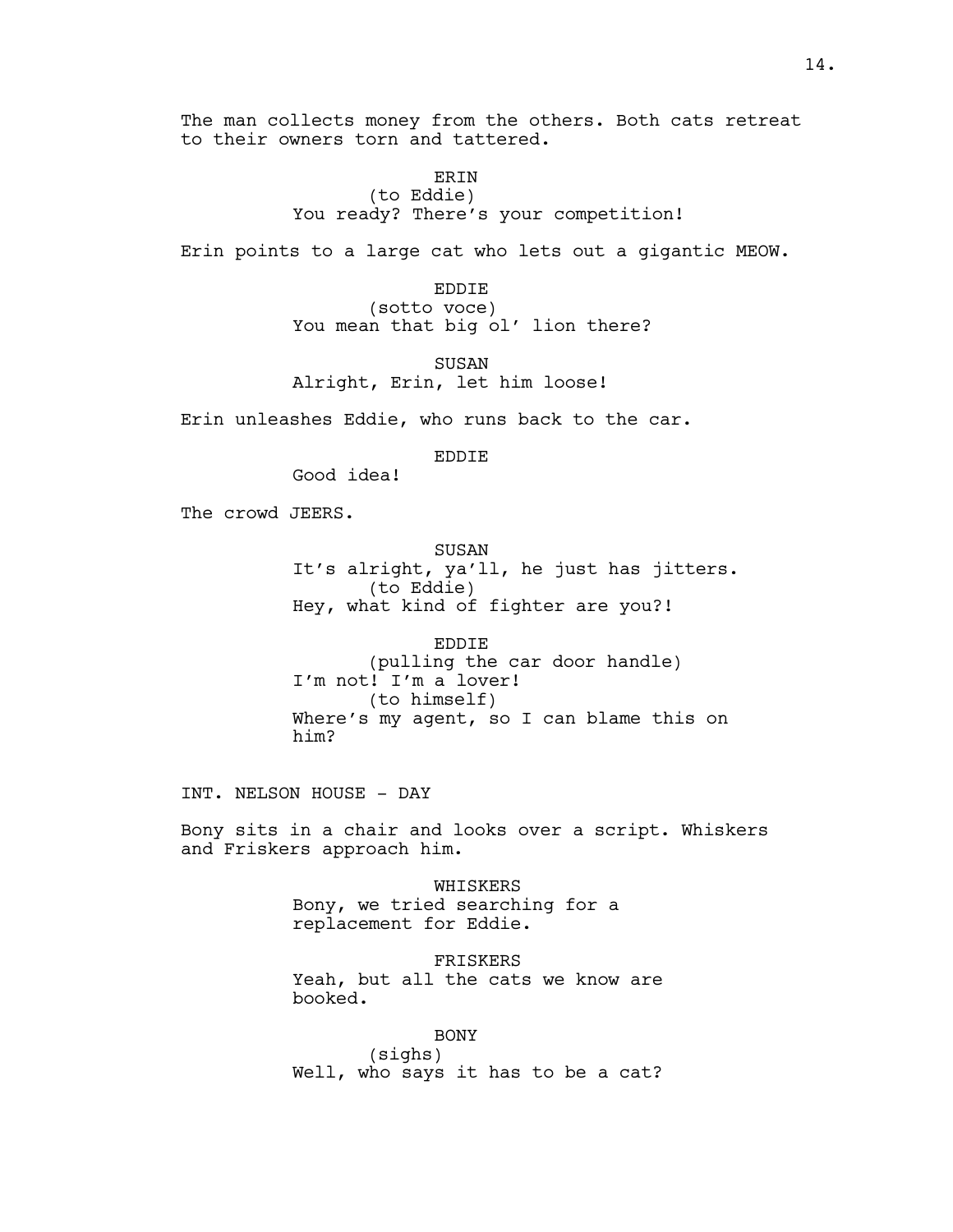The man collects money from the others. Both cats retreat to their owners torn and tattered.

ERIN
(to Eddie)
You ready? There's your competition!

Erin points to a large cat who lets out a gigantic MEOW.

EDDIE
(sotto voce)
You mean that big ol' lion there?

SUSAN
Alright, Erin, let him loose!

Erin unleashes Eddie, who runs back to the car.

EDDIE
Good idea!

The crowd JEERS.

SUSAN
It's alright, ya'll, he just has jitters.
(to Eddie)
Hey, what kind of fighter are you?!

EDDIE
(pulling the car door handle)
I'm not! I'm a lover!
(to himself)
Where's my agent, so I can blame this on him?

INT. NELSON HOUSE - DAY

Bony sits in a chair and looks over a script. Whiskers and Friskers approach him.

WHISKERS
Bony, we tried searching for a replacement for Eddie.

FRISKERS
Yeah, but all the cats we know are booked.

BONY
(sighs)
Well, who says it has to be a cat?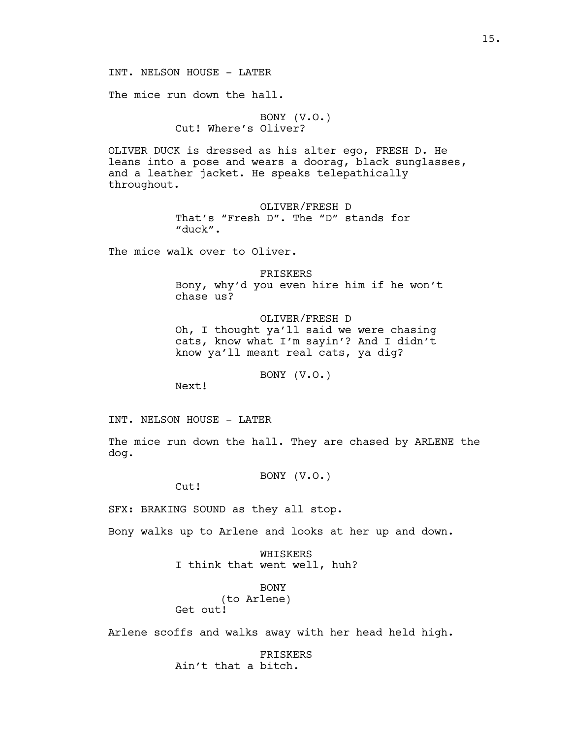INT. NELSON HOUSE - LATER

The mice run down the hall.

BONY (V.O.)
Cut! Where's Oliver?

OLIVER DUCK is dressed as his alter ego, FRESH D. He leans into a pose and wears a doorag, black sunglasses, and a leather jacket. He speaks telepathically throughout.

OLIVER/FRESH D
That's "Fresh D". The "D" stands for "duck".

The mice walk over to Oliver.

FRISKERS
Bony, why'd you even hire him if he won't chase us?

OLIVER/FRESH D
Oh, I thought ya'll said we were chasing cats, know what I'm sayin'? And I didn't know ya'll meant real cats, ya dig?

BONY (V.O.)
Next!

INT. NELSON HOUSE - LATER

The mice run down the hall. They are chased by ARLENE the dog.

BONY (V.O.)
Cut!

SFX: BRAKING SOUND as they all stop.

Bony walks up to Arlene and looks at her up and down.

WHISKERS
I think that went well, huh?

BONY
(to Arlene)
Get out!

Arlene scoffs and walks away with her head held high.

FRISKERS
Ain't that a bitch.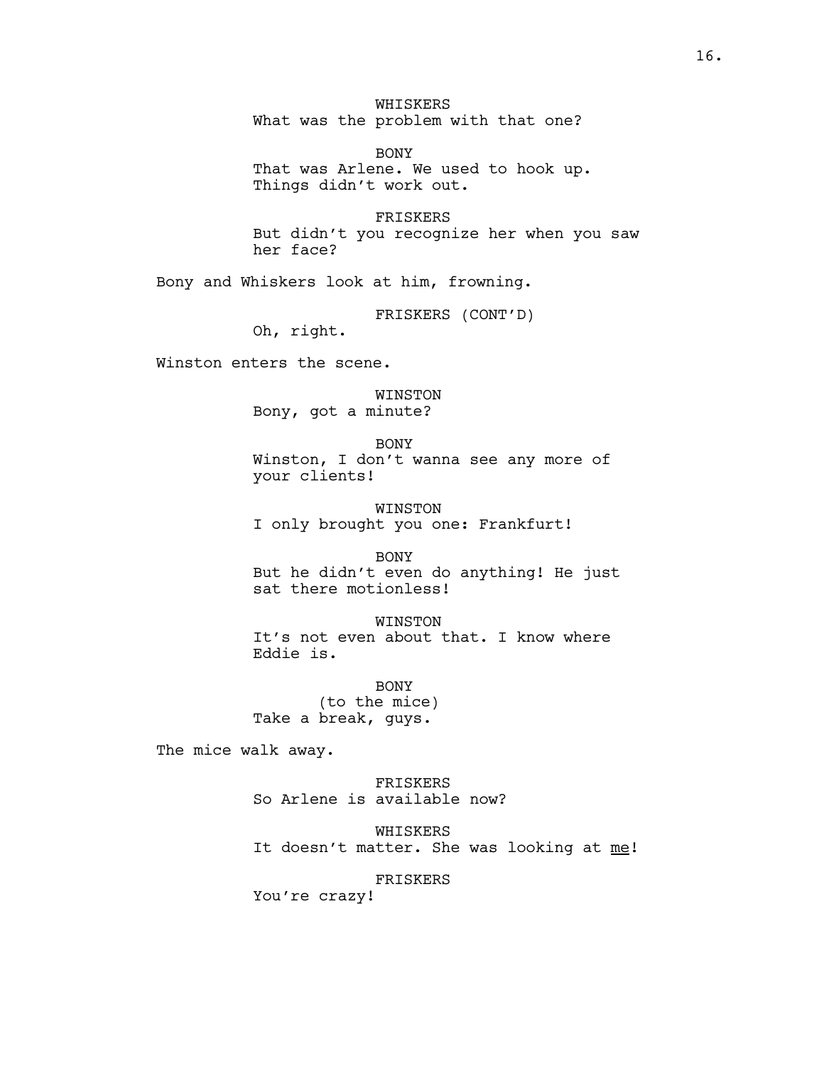WHISKERS
What was the problem with that one?

BONY
That was Arlene. We used to hook up. Things didn't work out.

FRISKERS
But didn't you recognize her when you saw her face?

Bony and Whiskers look at him, frowning.

FRISKERS (CONT'D)
Oh, right.

Winston enters the scene.

WINSTON
Bony, got a minute?

BONY
Winston, I don't wanna see any more of your clients!

WINSTON
I only brought you one: Frankfurt!

BONY
But he didn't even do anything! He just sat there motionless!

WINSTON
It's not even about that. I know where Eddie is.

BONY
(to the mice)
Take a break, guys.

The mice walk away.

FRISKERS
So Arlene is available now?

WHISKERS
It doesn't matter. She was looking at <u>me</u>!

FRISKERS
You're crazy!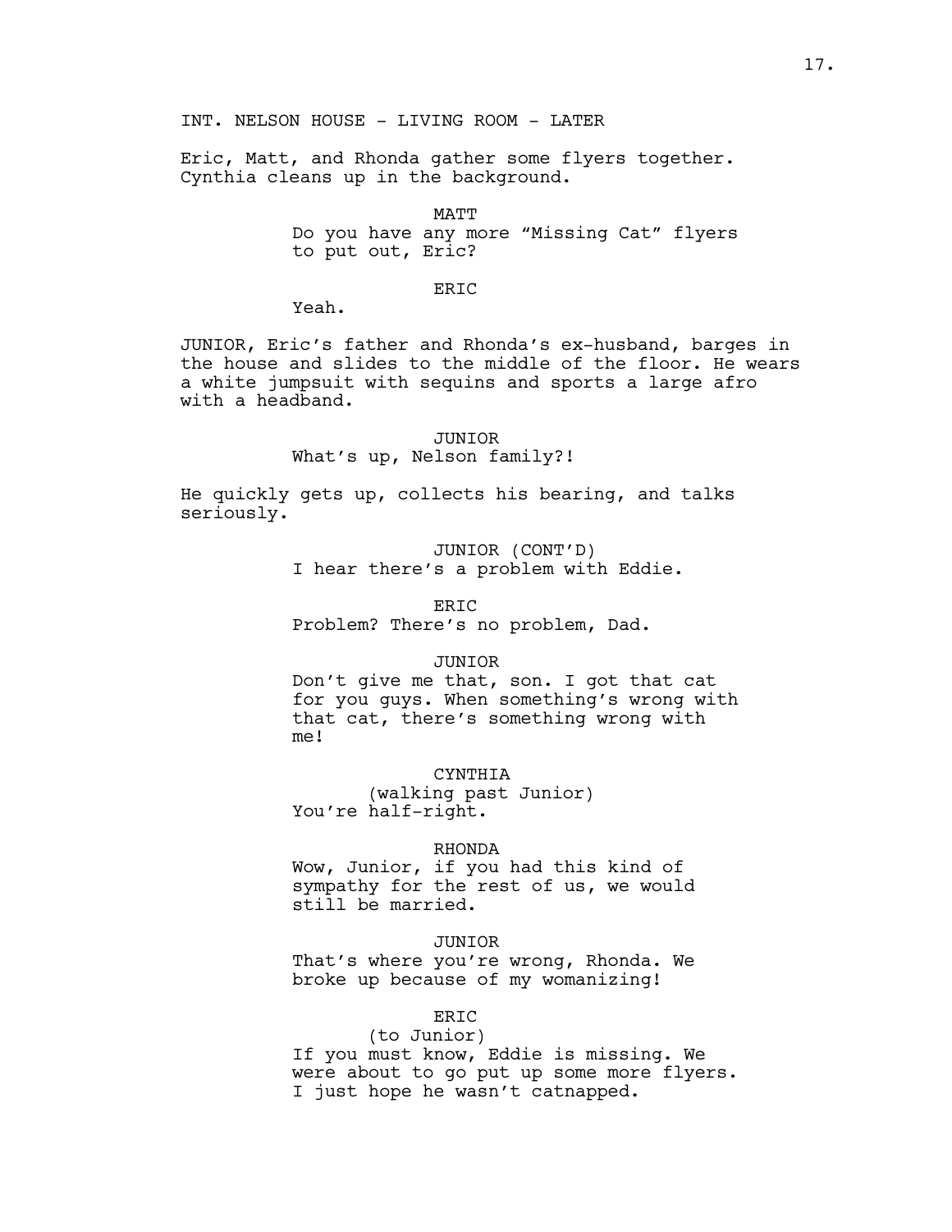INT. NELSON HOUSE - LIVING ROOM - LATER

Eric, Matt, and Rhonda gather some flyers together. Cynthia cleans up in the background.

MATT
Do you have any more “Missing Cat” flyers to put out, Eric?

ERIC
Yeah.

JUNIOR, Eric’s father and Rhonda’s ex-husband, barges in the house and slides to the middle of the floor. He wears a white jumpsuit with sequins and sports a large afro with a headband.

JUNIOR
What’s up, Nelson family?!

He quickly gets up, collects his bearing, and talks seriously.

JUNIOR (CONT’D)
I hear there’s a problem with Eddie.

ERIC
Problem? There’s no problem, Dad.

JUNIOR
Don’t give me that, son. I got that cat for you guys. When something’s wrong with that cat, there’s something wrong with me!

CYNTHIA
(walking past Junior)
You’re half-right.

RHONDA
Wow, Junior, if you had this kind of sympathy for the rest of us, we would still be married.

JUNIOR
That’s where you’re wrong, Rhonda. We broke up because of my womanizing!

ERIC
(to Junior)
If you must know, Eddie is missing. We were about to go put up some more flyers. I just hope he wasn’t catnapped.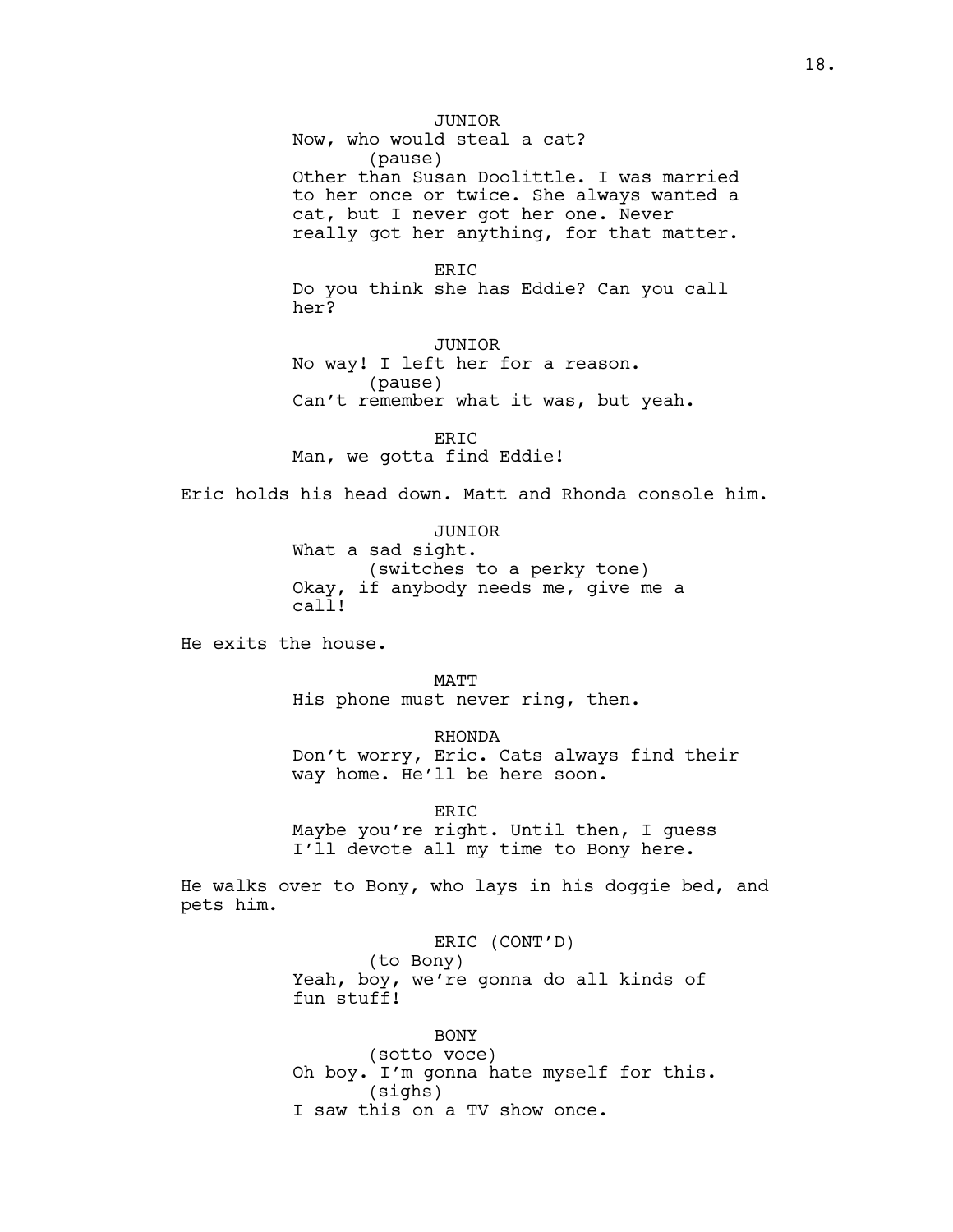JUNIOR

Now, who would steal a cat?

(pause)

Other than Susan Doolittle. I was married to her once or twice. She always wanted a cat, but I never got her one. Never really got her anything, for that matter.

ERIC

Do you think she has Eddie? Can you call her?

JUNIOR

No way! I left her for a reason.

(pause)

Can't remember what it was, but yeah.

ERIC

Man, we gotta find Eddie!

Eric holds his head down. Matt and Rhonda console him.

JUNIOR

What a sad sight.

(switches to a perky tone)

Okay, if anybody needs me, give me a call!

He exits the house.

MATT

His phone must never ring, then.

RHONDA

Don't worry, Eric. Cats always find their way home. He'll be here soon.

ERIC

Maybe you're right. Until then, I guess I'll devote all my time to Bony here.

He walks over to Bony, who lays in his doggie bed, and pets him.

ERIC (CONT'D)

(to Bony)

Yeah, boy, we're gonna do all kinds of fun stuff!

BONY

(sotto voce)

Oh boy. I'm gonna hate myself for this.

(sighs)

I saw this on a TV show once.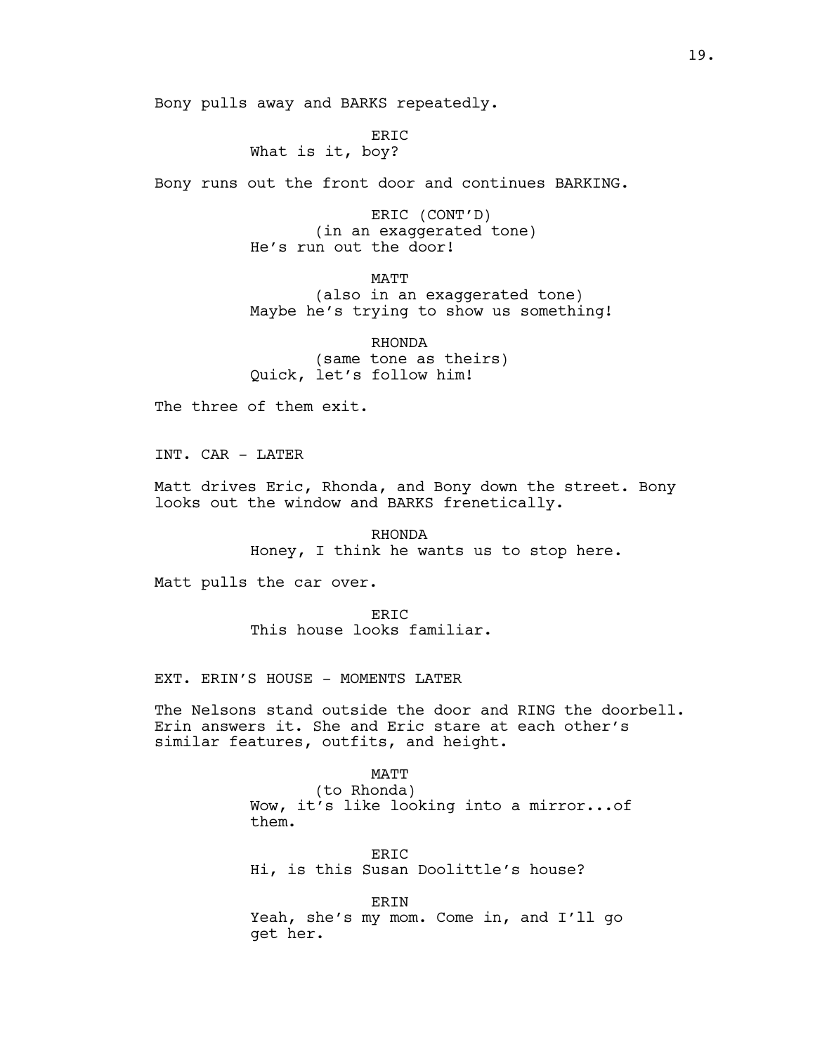Bony pulls away and BARKS repeatedly.

ERIC
What is it, boy?

Bony runs out the front door and continues BARKING.

ERIC (CONT'D)
(in an exaggerated tone)
He's run out the door!

MATT
(also in an exaggerated tone)
Maybe he's trying to show us something!

RHONDA
(same tone as theirs)
Quick, let's follow him!

The three of them exit.

INT. CAR - LATER

Matt drives Eric, Rhonda, and Bony down the street. Bony looks out the window and BARKS frenetically.

RHONDA
Honey, I think he wants us to stop here.

Matt pulls the car over.

ERIC
This house looks familiar.

EXT. ERIN'S HOUSE - MOMENTS LATER

The Nelsons stand outside the door and RING the doorbell. Erin answers it. She and Eric stare at each other's similar features, outfits, and height.

MATT
(to Rhonda)
Wow, it's like looking into a mirror...of them.

ERIC
Hi, is this Susan Doolittle's house?

ERIN
Yeah, she's my mom. Come in, and I'll go get her.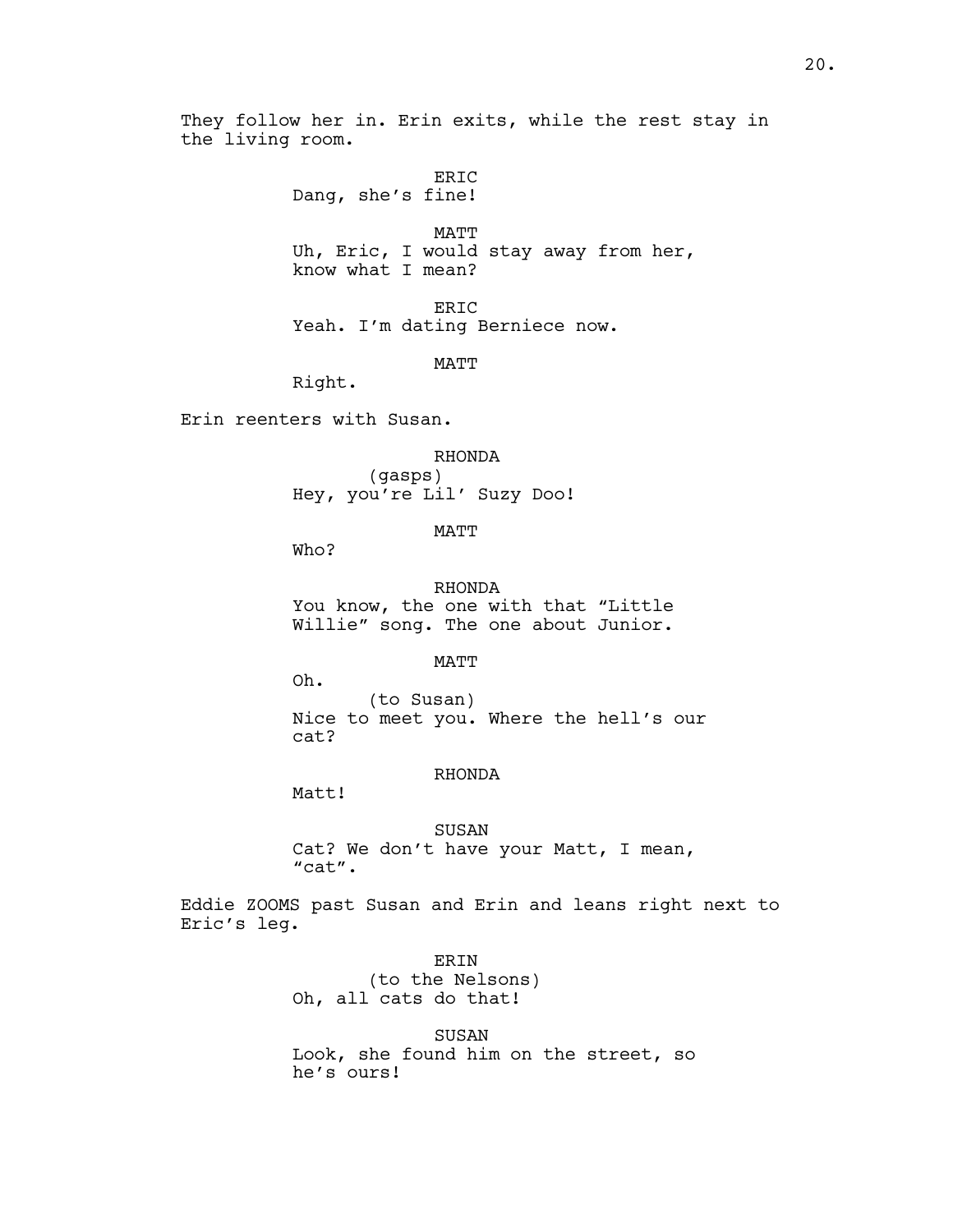They follow her in. Erin exits, while the rest stay in the living room.

ERIC

Dang, she's fine!

MATT

Uh, Eric, I would stay away from her, know what I mean?

ERIC

Yeah. I'm dating Berniece now.

MATT

Right.

Erin reenters with Susan.

RHONDA

(gasps)

Hey, you're Lil' Suzy Doo!

MATT

Who?

RHONDA

You know, the one with that "Little Willie" song. The one about Junior.

MATT

Oh.

(to Susan)

Nice to meet you. Where the hell's our cat?

RHONDA

Matt!

SUSAN

Cat? We don't have your Matt, I mean, "cat".

Eddie ZOOMS past Susan and Erin and leans right next to Eric's leg.

ERIN

(to the Nelsons)

Oh, all cats do that!

SUSAN

Look, she found him on the street, so he's ours!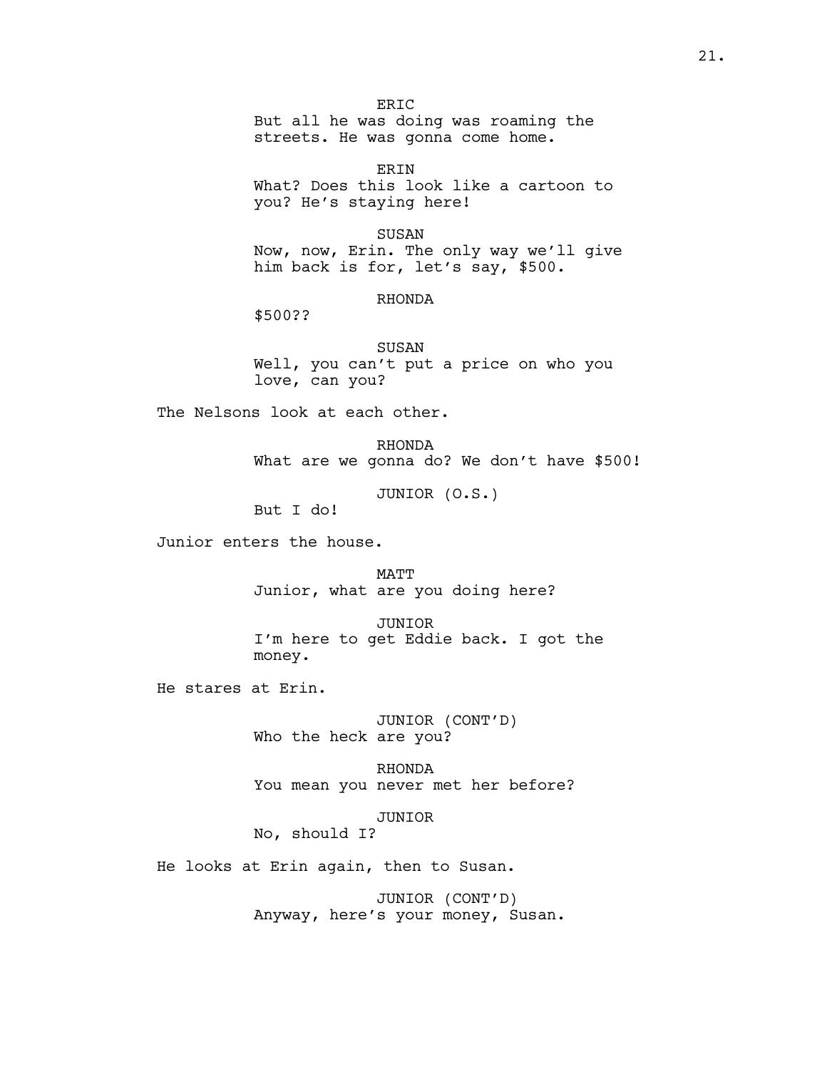ERIC
But all he was doing was roaming the streets. He was gonna come home.

ERIN
What? Does this look like a cartoon to you? He's staying here!

SUSAN
Now, now, Erin. The only way we'll give him back is for, let's say, $500.

RHONDA
$500??

SUSAN
Well, you can't put a price on who you love, can you?

The Nelsons look at each other.

RHONDA
What are we gonna do? We don't have $500!

JUNIOR (O.S.)
But I do!

Junior enters the house.

MATT
Junior, what are you doing here?

JUNIOR
I'm here to get Eddie back. I got the money.

He stares at Erin.

JUNIOR (CONT'D)
Who the heck are you?

RHONDA
You mean you never met her before?

JUNIOR
No, should I?

He looks at Erin again, then to Susan.

JUNIOR (CONT'D)
Anyway, here's your money, Susan.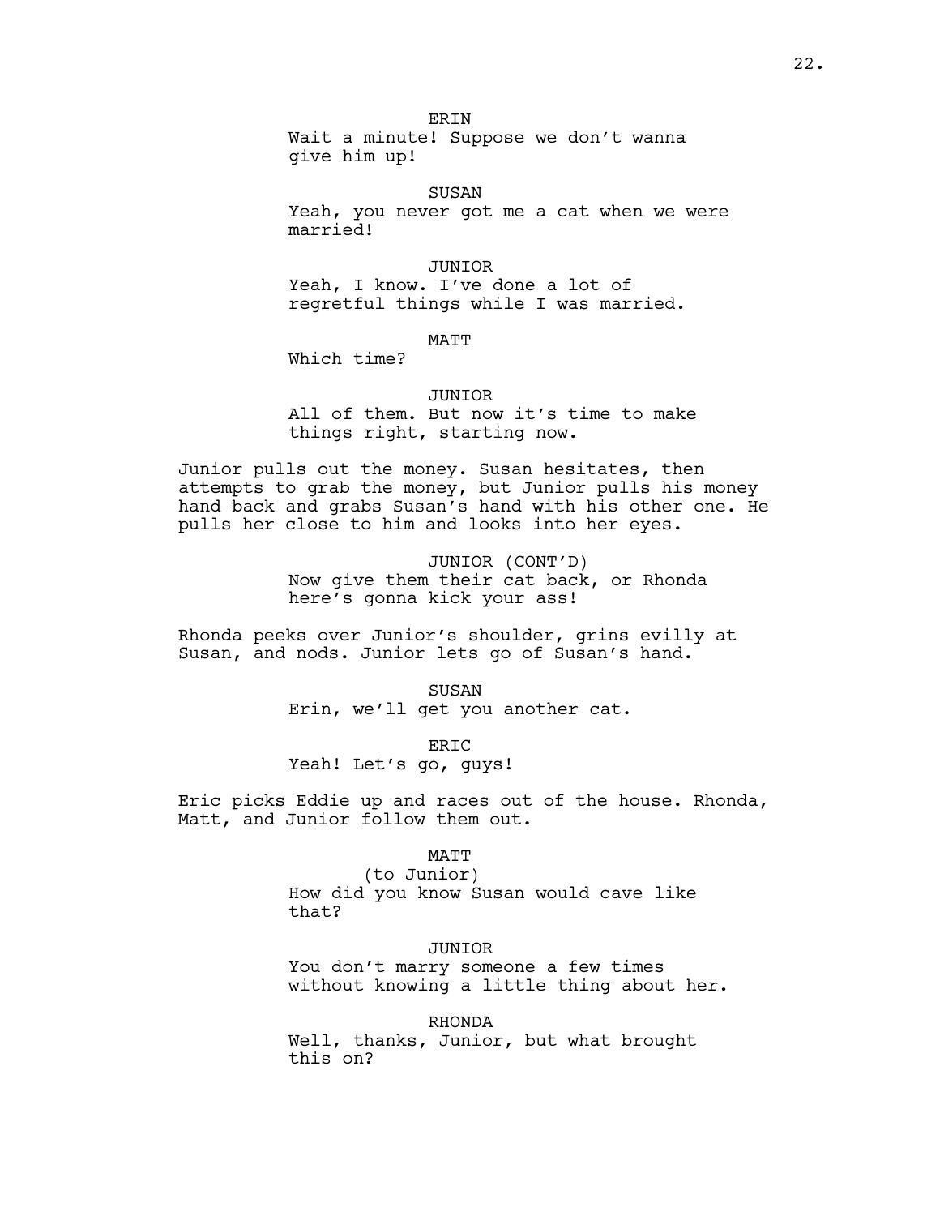ERIN

Wait a minute! Suppose we don't wanna give him up!

SUSAN

Yeah, you never got me a cat when we were married!

JUNIOR

Yeah, I know. I've done a lot of regretful things while I was married.

MATT

Which time?

JUNIOR

All of them. But now it's time to make things right, starting now.

Junior pulls out the money. Susan hesitates, then attempts to grab the money, but Junior pulls his money hand back and grabs Susan's hand with his other one. He pulls her close to him and looks into her eyes.

JUNIOR (CONT'D)

Now give them their cat back, or Rhonda here's gonna kick your ass!

Rhonda peeks over Junior's shoulder, grins evilly at Susan, and nods. Junior lets go of Susan's hand.

SUSAN

Erin, we'll get you another cat.

ERIC

Yeah! Let's go, guys!

Eric picks Eddie up and races out of the house. Rhonda, Matt, and Junior follow them out.

MATT

(to Junior)

How did you know Susan would cave like that?

JUNIOR

You don't marry someone a few times without knowing a little thing about her.

RHONDA

Well, thanks, Junior, but what brought this on?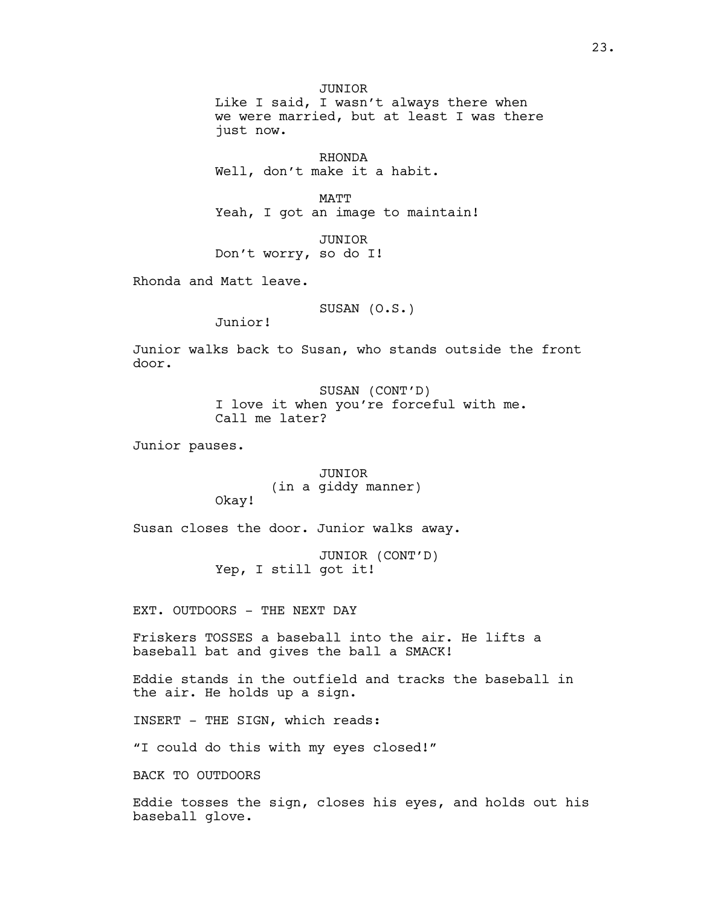JUNIOR
Like I said, I wasn't always there when we were married, but at least I was there just now.

RHONDA
Well, don't make it a habit.

MATT
Yeah, I got an image to maintain!

JUNIOR
Don't worry, so do I!

Rhonda and Matt leave.

SUSAN (O.S.)
Junior!

Junior walks back to Susan, who stands outside the front door.

SUSAN (CONT'D)
I love it when you're forceful with me. Call me later?

Junior pauses.

JUNIOR
(in a giddy manner)
Okay!

Susan closes the door. Junior walks away.

JUNIOR (CONT'D)
Yep, I still got it!

EXT. OUTDOORS - THE NEXT DAY

Friskers TOSSES a baseball into the air. He lifts a baseball bat and gives the ball a SMACK!

Eddie stands in the outfield and tracks the baseball in the air. He holds up a sign.

INSERT - THE SIGN, which reads:

"I could do this with my eyes closed!"

BACK TO OUTDOORS

Eddie tosses the sign, closes his eyes, and holds out his baseball glove.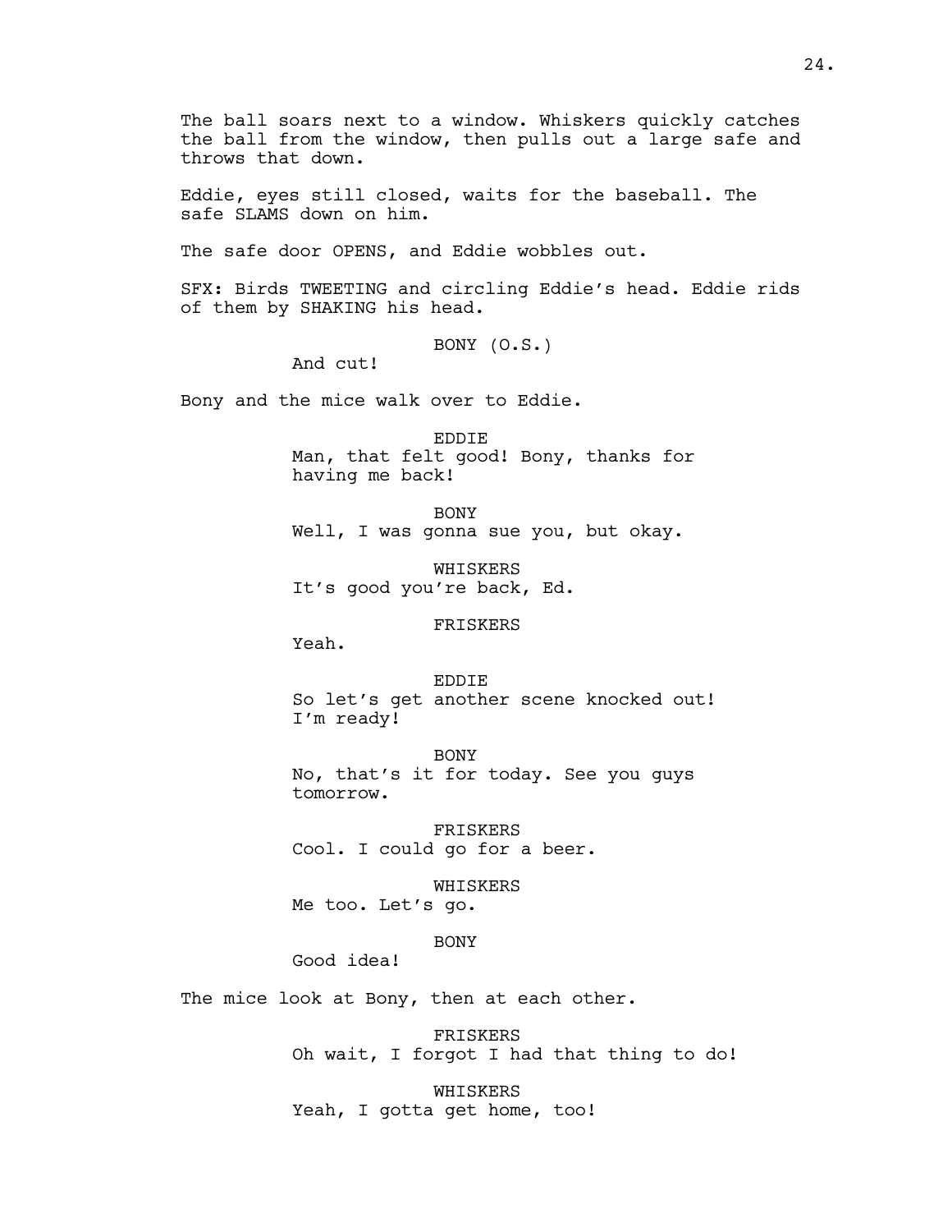The ball soars next to a window. Whiskers quickly catches the ball from the window, then pulls out a large safe and throws that down.

Eddie, eyes still closed, waits for the baseball. The safe SLAMS down on him.

The safe door OPENS, and Eddie wobbles out.

SFX: Birds TWEETING and circling Eddie's head. Eddie rids of them by SHAKING his head.

BONY (O.S.)
And cut!

Bony and the mice walk over to Eddie.

EDDIE
Man, that felt good! Bony, thanks for having me back!

BONY
Well, I was gonna sue you, but okay.

WHISKERS
It's good you're back, Ed.

FRISKERS
Yeah.

EDDIE
So let's get another scene knocked out! I'm ready!

BONY
No, that's it for today. See you guys tomorrow.

FRISKERS
Cool. I could go for a beer.

WHISKERS
Me too. Let's go.

BONY
Good idea!

The mice look at Bony, then at each other.

FRISKERS
Oh wait, I forgot I had that thing to do!

WHISKERS
Yeah, I gotta get home, too!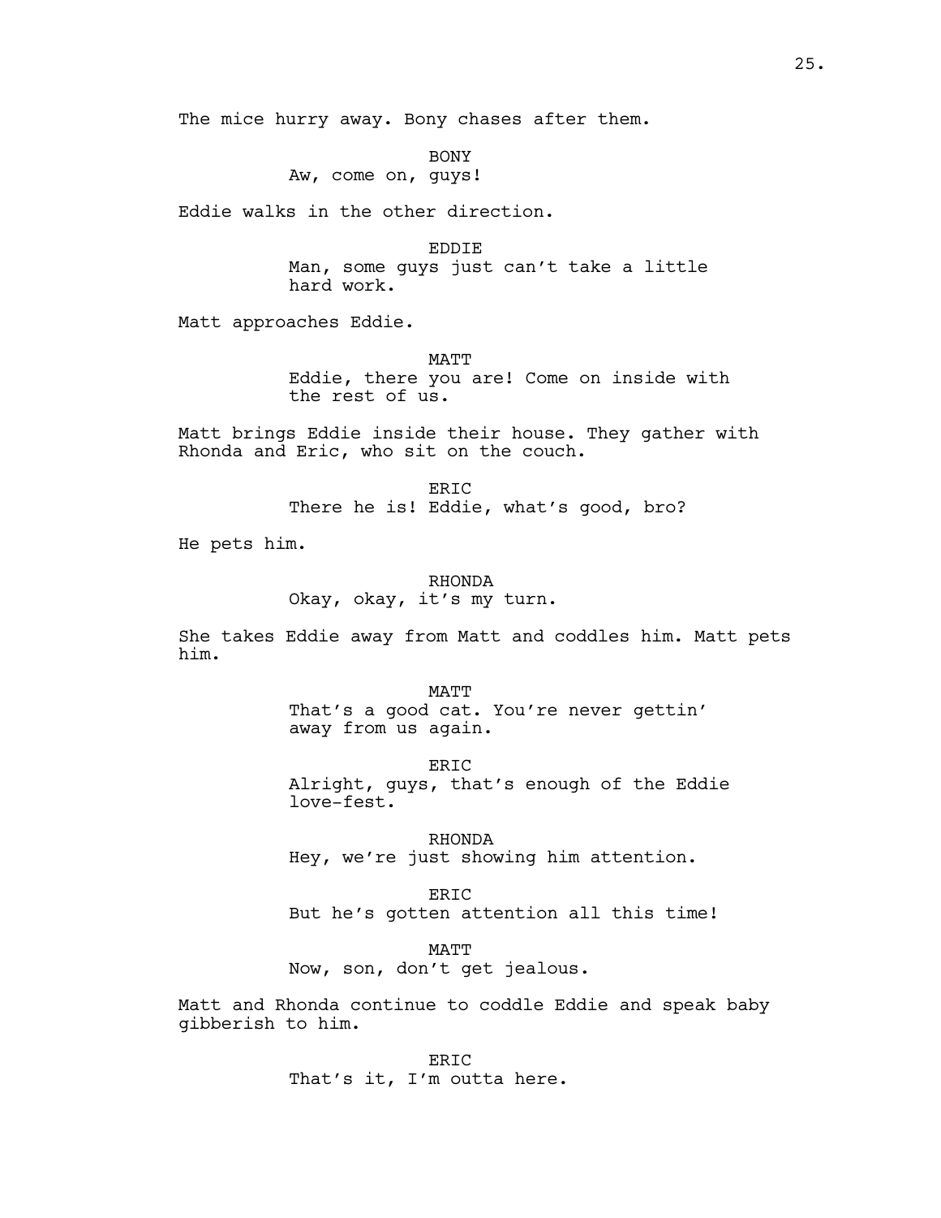The mice hurry away. Bony chases after them.

BONY
Aw, come on, guys!

Eddie walks in the other direction.

EDDIE
Man, some guys just can't take a little hard work.

Matt approaches Eddie.

MATT
Eddie, there you are! Come on inside with the rest of us.

Matt brings Eddie inside their house. They gather with Rhonda and Eric, who sit on the couch.

ERIC
There he is! Eddie, what's good, bro?

He pets him.

RHONDA
Okay, okay, it's my turn.

She takes Eddie away from Matt and coddles him. Matt pets him.

MATT
That's a good cat. You're never gettin' away from us again.

ERIC
Alright, guys, that's enough of the Eddie love-fest.

RHONDA
Hey, we're just showing him attention.

ERIC
But he's gotten attention all this time!

MATT
Now, son, don't get jealous.

Matt and Rhonda continue to coddle Eddie and speak baby gibberish to him.

ERIC
That's it, I'm outta here.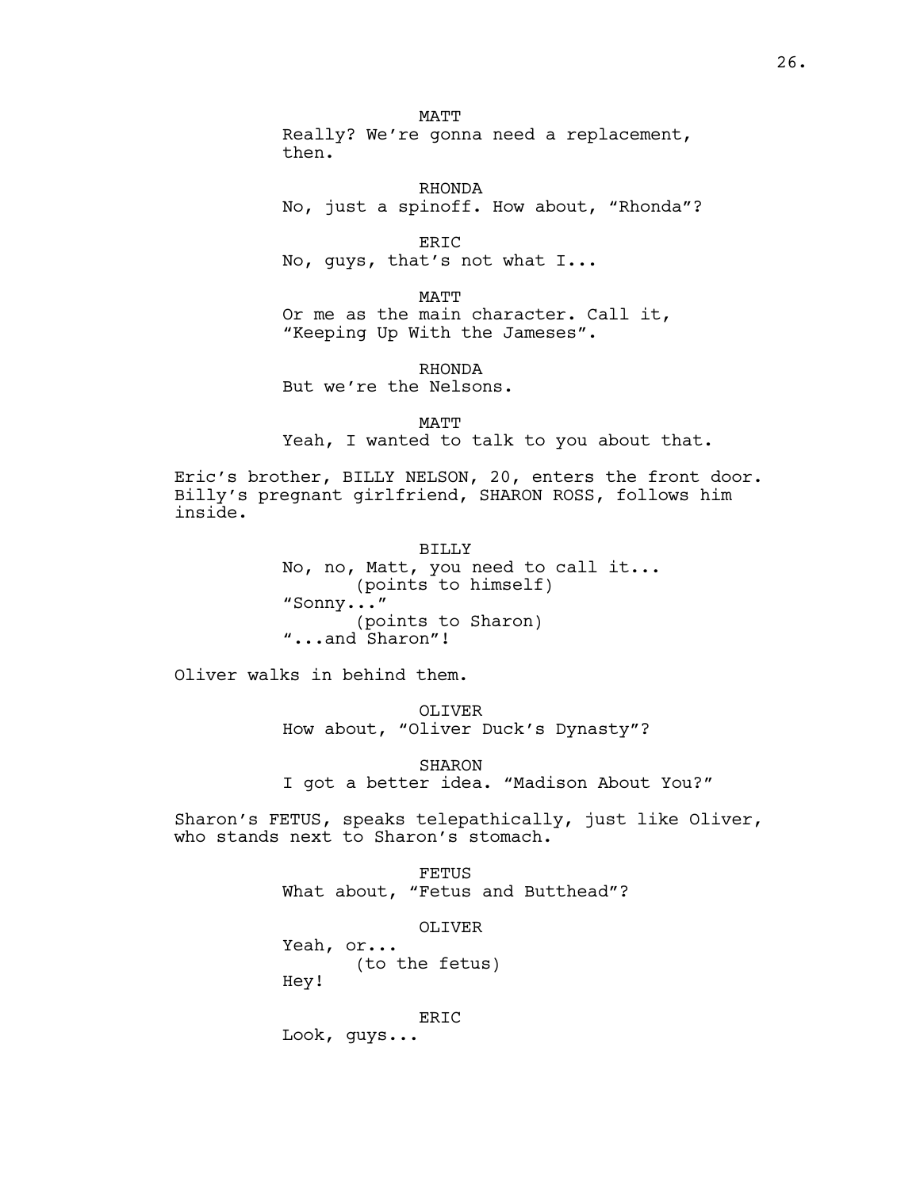MATT
Really? We're gonna need a replacement, then.

RHONDA
No, just a spinoff. How about, "Rhonda"?

ERIC
No, guys, that's not what I...

MATT
Or me as the main character. Call it, "Keeping Up With the Jameses".

RHONDA
But we're the Nelsons.

MATT
Yeah, I wanted to talk to you about that.

Eric's brother, BILLY NELSON, 20, enters the front door. Billy's pregnant girlfriend, SHARON ROSS, follows him inside.

BILLY
No, no, Matt, you need to call it...
(points to himself)
"Sonny..."
(points to Sharon)
"...and Sharon"!

Oliver walks in behind them.

OLIVER
How about, "Oliver Duck's Dynasty"?

SHARON
I got a better idea. "Madison About You?"

Sharon's FETUS, speaks telepathically, just like Oliver, who stands next to Sharon's stomach.

FETUS
What about, "Fetus and Butthead"?

OLIVER
Yeah, or...
(to the fetus)
Hey!

ERIC
Look, guys...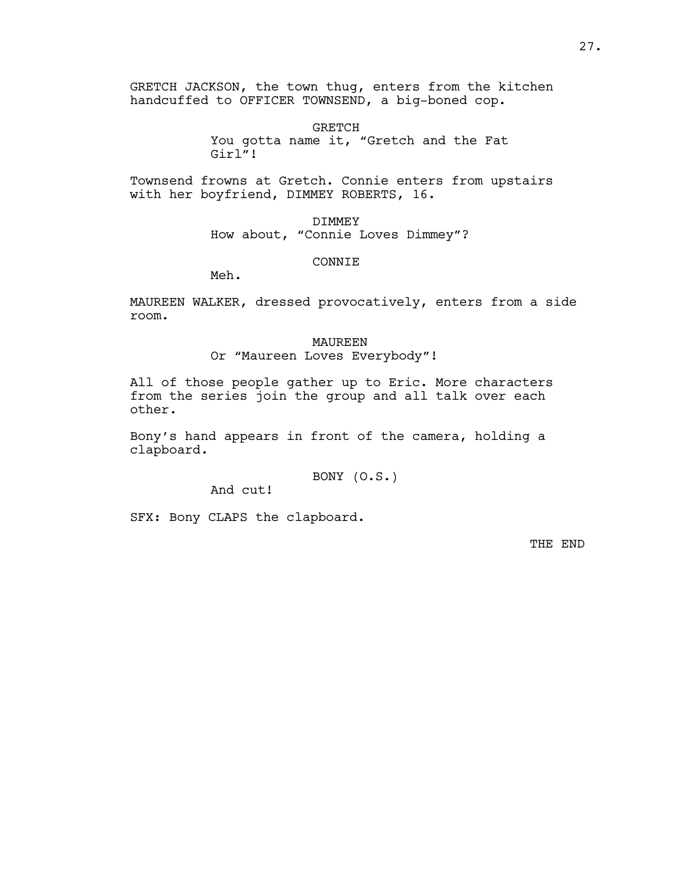GRETCH JACKSON, the town thug, enters from the kitchen handcuffed to OFFICER TOWNSEND, a big-boned cop.

GRETCH

You gotta name it, "Gretch and the Fat Girl"!

Townsend frowns at Gretch. Connie enters from upstairs with her boyfriend, DIMMEY ROBERTS, 16.

DIMMEY

How about, "Connie Loves Dimmey"?

CONNIE

Meh.

MAUREEN WALKER, dressed provocatively, enters from a side room.

MAUREEN

Or "Maureen Loves Everybody"!

All of those people gather up to Eric. More characters from the series join the group and all talk over each other.

Bony's hand appears in front of the camera, holding a clapboard.

BONY (O.S.)

And cut!

SFX: Bony CLAPS the clapboard.

THE END